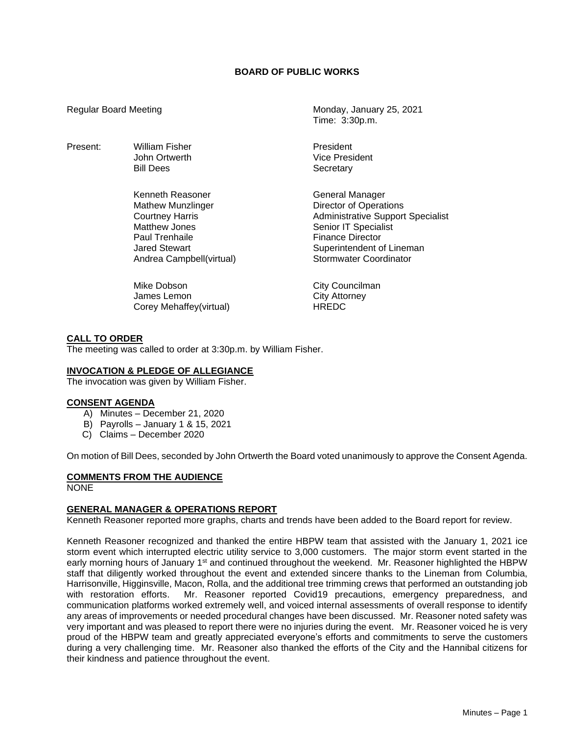# BOARD OF PUBLIC WORKS

Regular Board Meeting

Monday, January 25, 2021
Time: 3:30p.m.

| Present: | | |
|---|---|---|
| | William Fisher | President |
| | John Ortwerth | Vice President |
| | Bill Dees | Secretary |
| | | |
| | Kenneth Reasoner | General Manager |
| | Mathew Munzlinger | Director of Operations |
| | Courtney Harris | Administrative Support Specialist |
| | Matthew Jones | Senior IT Specialist |
| | Paul Trenhaile | Finance Director |
| | Jared Stewart | Superintendent of Lineman |
| | Andrea Campbell(virtual) | Stormwater Coordinator |
| | | |
| | Mike Dobson | City Councilman |
| | James Lemon | City Attorney |
| | Corey Mehaffey(virtual) | HREDC |

## CALL TO ORDER

The meeting was called to order at 3:30p.m. by William Fisher.

## INVOCATION & PLEDGE OF ALLEGIANCE

The invocation was given by William Fisher.

## CONSENT AGENDA

A) Minutes – December 21, 2020
B) Payrolls – January 1 & 15, 2021
C) Claims – December 2020

On motion of Bill Dees, seconded by John Ortwerth the Board voted unanimously to approve the Consent Agenda.

## COMMENTS FROM THE AUDIENCE

NONE

## GENERAL MANAGER & OPERATIONS REPORT

Kenneth Reasoner reported more graphs, charts and trends have been added to the Board report for review.

Kenneth Reasoner recognized and thanked the entire HBPW team that assisted with the January 1, 2021 ice storm event which interrupted electric utility service to 3,000 customers. The major storm event started in the early morning hours of January 1st and continued throughout the weekend. Mr. Reasoner highlighted the HBPW staff that diligently worked throughout the event and extended sincere thanks to the Lineman from Columbia, Harrisonville, Higginsville, Macon, Rolla, and the additional tree trimming crews that performed an outstanding job with restoration efforts. Mr. Reasoner reported Covid19 precautions, emergency preparedness, and communication platforms worked extremely well, and voiced internal assessments of overall response to identify any areas of improvements or needed procedural changes have been discussed. Mr. Reasoner noted safety was very important and was pleased to report there were no injuries during the event. Mr. Reasoner voiced he is very proud of the HBPW team and greatly appreciated everyone's efforts and commitments to serve the customers during a very challenging time. Mr. Reasoner also thanked the efforts of the City and the Hannibal citizens for their kindness and patience throughout the event.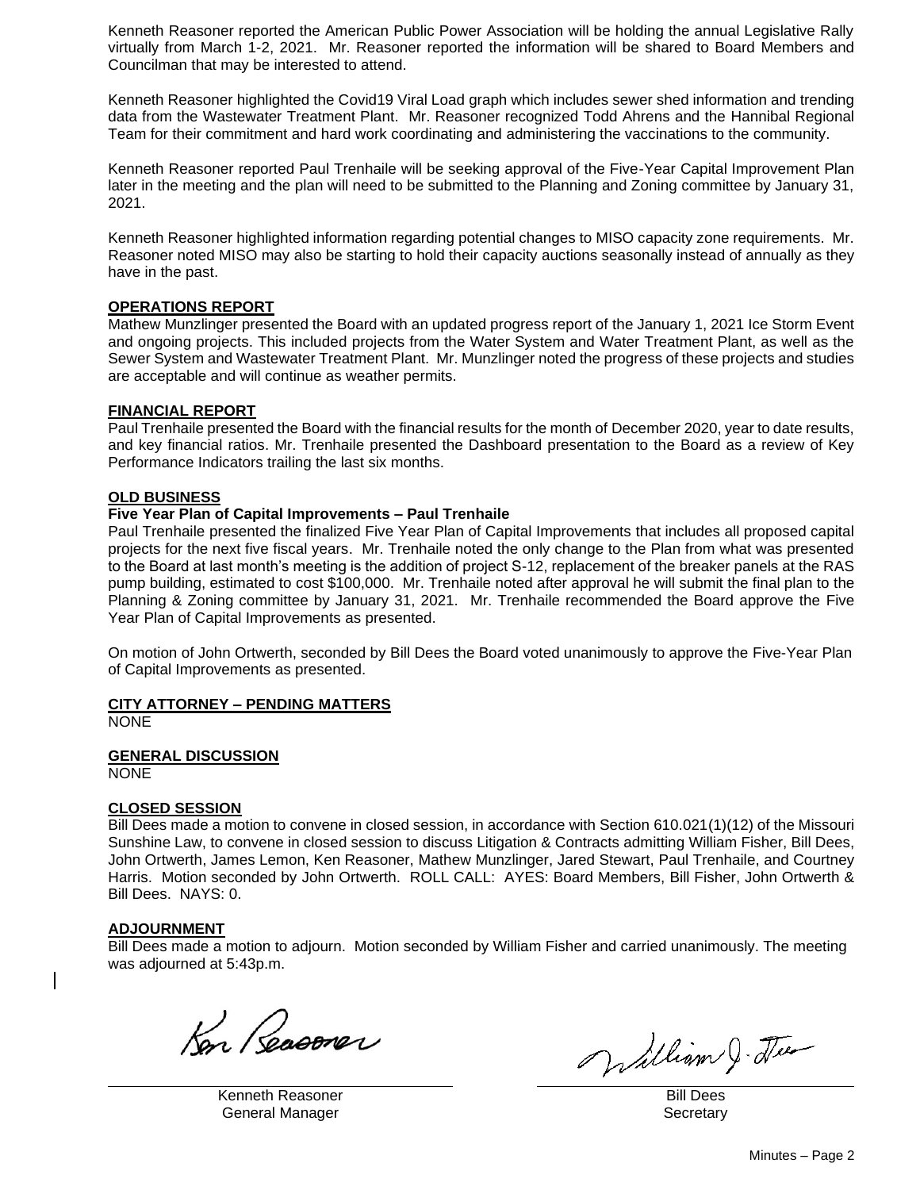Kenneth Reasoner reported the American Public Power Association will be holding the annual Legislative Rally virtually from March 1-2, 2021. Mr. Reasoner reported the information will be shared to Board Members and Councilman that may be interested to attend.

Kenneth Reasoner highlighted the Covid19 Viral Load graph which includes sewer shed information and trending data from the Wastewater Treatment Plant. Mr. Reasoner recognized Todd Ahrens and the Hannibal Regional Team for their commitment and hard work coordinating and administering the vaccinations to the community.

Kenneth Reasoner reported Paul Trenhaile will be seeking approval of the Five-Year Capital Improvement Plan later in the meeting and the plan will need to be submitted to the Planning and Zoning committee by January 31, 2021.

Kenneth Reasoner highlighted information regarding potential changes to MISO capacity zone requirements. Mr. Reasoner noted MISO may also be starting to hold their capacity auctions seasonally instead of annually as they have in the past.

## OPERATIONS REPORT

Mathew Munzlinger presented the Board with an updated progress report of the January 1, 2021 Ice Storm Event and ongoing projects. This included projects from the Water System and Water Treatment Plant, as well as the Sewer System and Wastewater Treatment Plant. Mr. Munzlinger noted the progress of these projects and studies are acceptable and will continue as weather permits.

## FINANCIAL REPORT

Paul Trenhaile presented the Board with the financial results for the month of December 2020, year to date results, and key financial ratios. Mr. Trenhaile presented the Dashboard presentation to the Board as a review of Key Performance Indicators trailing the last six months.

## OLD BUSINESS

### Five Year Plan of Capital Improvements – Paul Trenhaile

Paul Trenhaile presented the finalized Five Year Plan of Capital Improvements that includes all proposed capital projects for the next five fiscal years. Mr. Trenhaile noted the only change to the Plan from what was presented to the Board at last month's meeting is the addition of project S-12, replacement of the breaker panels at the RAS pump building, estimated to cost $100,000. Mr. Trenhaile noted after approval he will submit the final plan to the Planning & Zoning committee by January 31, 2021. Mr. Trenhaile recommended the Board approve the Five Year Plan of Capital Improvements as presented.

On motion of John Ortwerth, seconded by Bill Dees the Board voted unanimously to approve the Five-Year Plan of Capital Improvements as presented.

## CITY ATTORNEY – PENDING MATTERS

NONE

## GENERAL DISCUSSION

NONE

## CLOSED SESSION

Bill Dees made a motion to convene in closed session, in accordance with Section 610.021(1)(12) of the Missouri Sunshine Law, to convene in closed session to discuss Litigation & Contracts admitting William Fisher, Bill Dees, John Ortwerth, James Lemon, Ken Reasoner, Mathew Munzlinger, Jared Stewart, Paul Trenhaile, and Courtney Harris. Motion seconded by John Ortwerth. ROLL CALL: AYES: Board Members, Bill Fisher, John Ortwerth & Bill Dees. NAYS: 0.

## ADJOURNMENT

Bill Dees made a motion to adjourn. Motion seconded by William Fisher and carried unanimously. The meeting was adjourned at 5:43p.m.

Ken Reasoner

Kenneth Reasoner
General Manager

William J. Dees

Bill Dees
Secretary